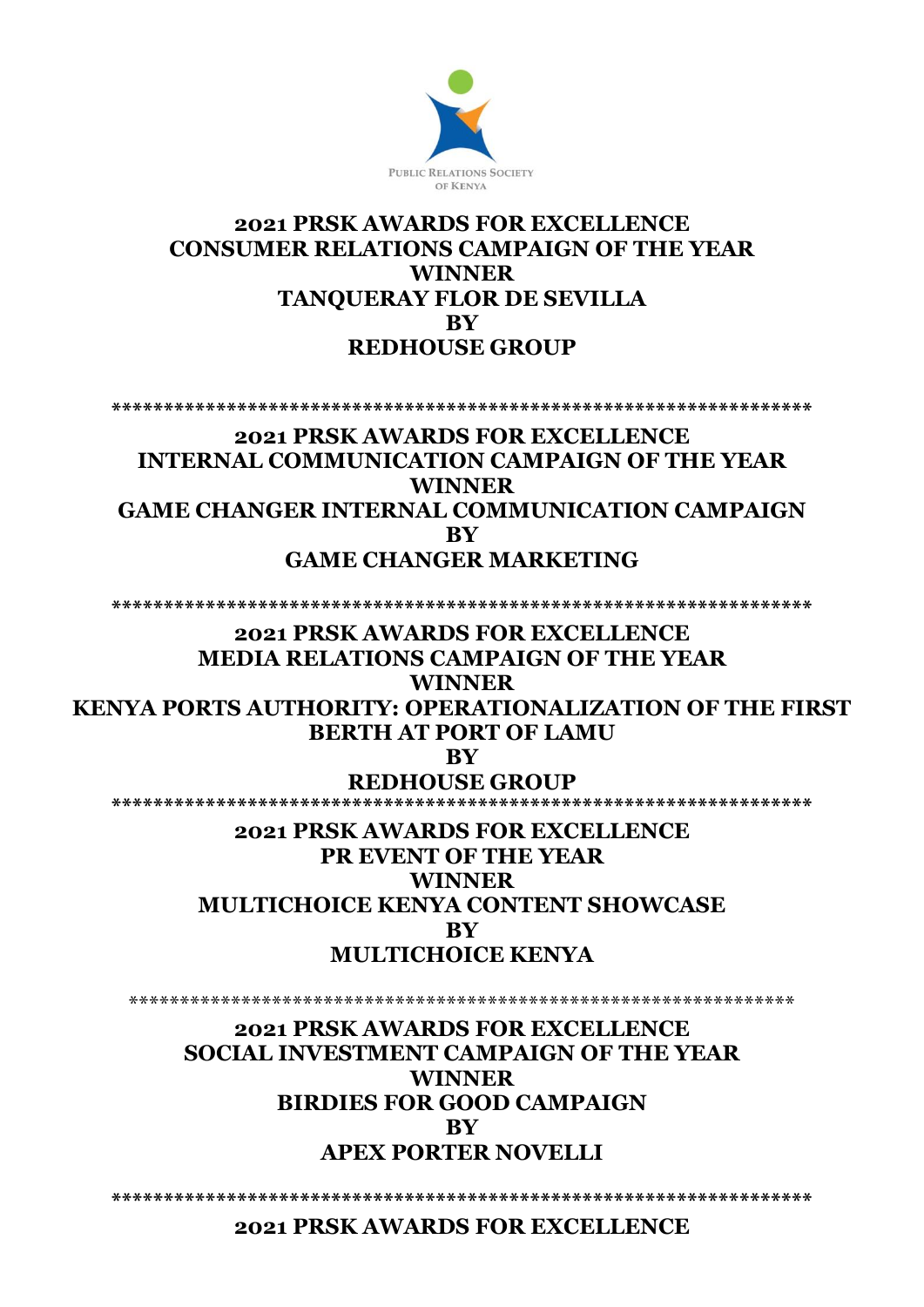PUBLIC RELATIONS SOCIETY OF KENYA

**2021 PRSK AWARDS FOR EXCELLENCE**
**CONSUMER RELATIONS CAMPAIGN OF THE YEAR**
**WINNER**
**TANQUERAY FLOR DE SEVILLA**
**BY**
**REDHOUSE GROUP**

******************************************************************

**2021 PRSK AWARDS FOR EXCELLENCE**
**INTERNAL COMMUNICATION CAMPAIGN OF THE YEAR**
**WINNER**
**GAME CHANGER INTERNAL COMMUNICATION CAMPAIGN**
**BY**
**GAME CHANGER MARKETING**

******************************************************************

**2021 PRSK AWARDS FOR EXCELLENCE**
**MEDIA RELATIONS CAMPAIGN OF THE YEAR**
**WINNER**
**KENYA PORTS AUTHORITY: OPERATIONALIZATION OF THE FIRST BERTH AT PORT OF LAMU**
**BY**
**REDHOUSE GROUP**

******************************************************************

**2021 PRSK AWARDS FOR EXCELLENCE**
**PR EVENT OF THE YEAR**
**WINNER**
**MULTICHOICE KENYA CONTENT SHOWCASE**
**BY**
**MULTICHOICE KENYA**

******************************************************************

**2021 PRSK AWARDS FOR EXCELLENCE**
**SOCIAL INVESTMENT CAMPAIGN OF THE YEAR**
**WINNER**
**BIRDIES FOR GOOD CAMPAIGN**
**BY**
**APEX PORTER NOVELLI**

******************************************************************

**2021 PRSK AWARDS FOR EXCELLENCE**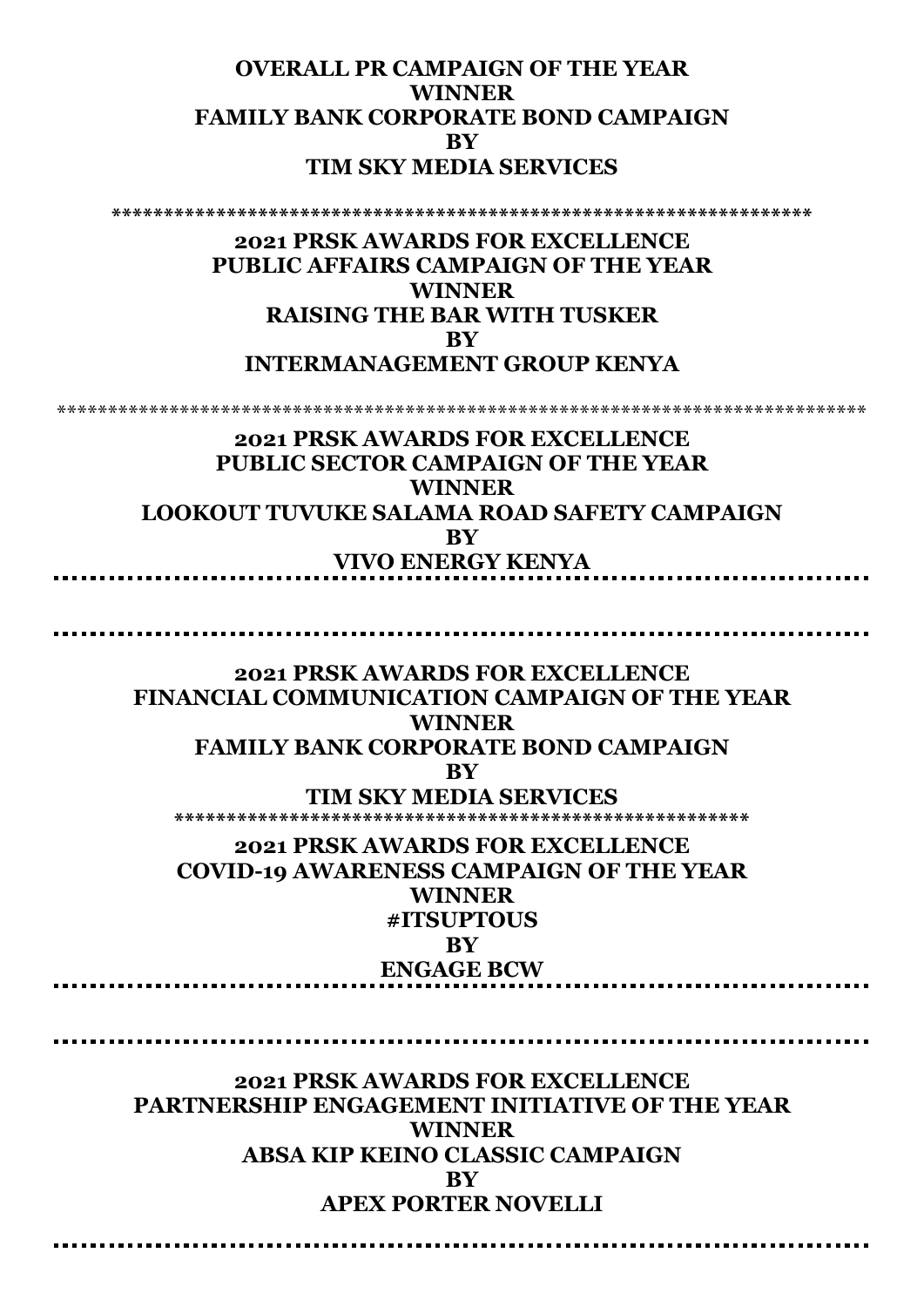**OVERALL PR CAMPAIGN OF THE YEAR**
**WINNER**
**FAMILY BANK CORPORATE BOND CAMPAIGN**
**BY**
**TIM SKY MEDIA SERVICES**

---

**2021 PRSK AWARDS FOR EXCELLENCE**
**PUBLIC AFFAIRS CAMPAIGN OF THE YEAR**
**WINNER**
**RAISING THE BAR WITH TUSKER**
**BY**
**INTERMANAGEMENT GROUP KENYA**

---

**2021 PRSK AWARDS FOR EXCELLENCE**
**PUBLIC SECTOR CAMPAIGN OF THE YEAR**
**WINNER**
**LOOKOUT TUVUKE SALAMA ROAD SAFETY CAMPAIGN**
**BY**
**VIVO ENERGY KENYA**

---

**2021 PRSK AWARDS FOR EXCELLENCE**
**FINANCIAL COMMUNICATION CAMPAIGN OF THE YEAR**
**WINNER**
**FAMILY BANK CORPORATE BOND CAMPAIGN**
**BY**
**TIM SKY MEDIA SERVICES**

---

**2021 PRSK AWARDS FOR EXCELLENCE**
**COVID-19 AWARENESS CAMPAIGN OF THE YEAR**
**WINNER**
**#ITSUPTOUS**
**BY**
**ENGAGE BCW**

---

**2021 PRSK AWARDS FOR EXCELLENCE**
**PARTNERSHIP ENGAGEMENT INITIATIVE OF THE YEAR**
**WINNER**
**ABSA KIP KEINO CLASSIC CAMPAIGN**
**BY**
**APEX PORTER NOVELLI**

---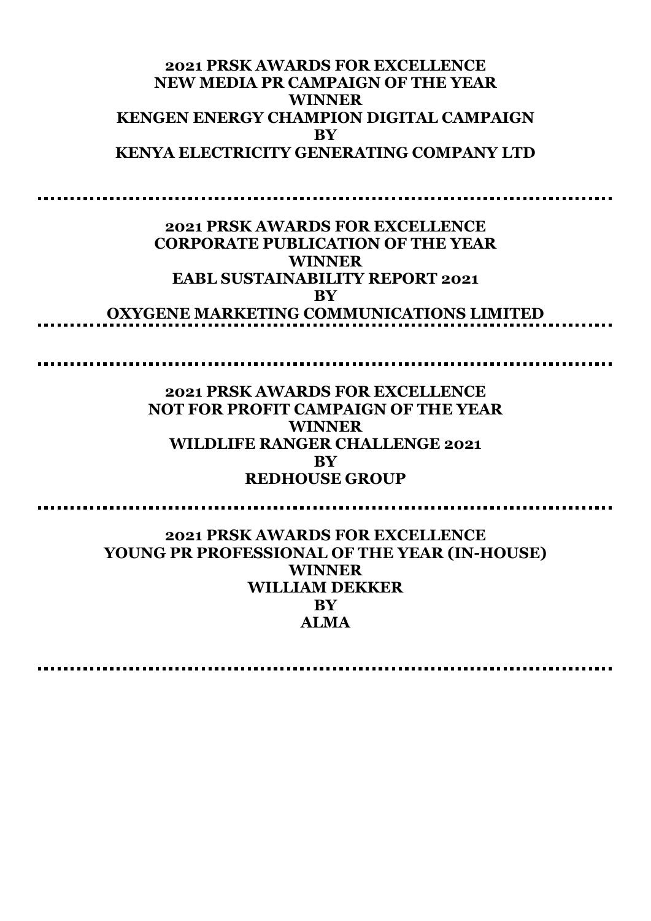**2021 PRSK AWARDS FOR EXCELLENCE**
**NEW MEDIA PR CAMPAIGN OF THE YEAR**
**WINNER**
**KENGEN ENERGY CHAMPION DIGITAL CAMPAIGN**
**BY**
**KENYA ELECTRICITY GENERATING COMPANY LTD**

---

**2021 PRSK AWARDS FOR EXCELLENCE**
**CORPORATE PUBLICATION OF THE YEAR**
**WINNER**
**EABL SUSTAINABILITY REPORT 2021**
**BY**
**OXYGENE MARKETING COMMUNICATIONS LIMITED**

---

**2021 PRSK AWARDS FOR EXCELLENCE**
**NOT FOR PROFIT CAMPAIGN OF THE YEAR**
**WINNER**
**WILDLIFE RANGER CHALLENGE 2021**
**BY**
**REDHOUSE GROUP**

---

**2021 PRSK AWARDS FOR EXCELLENCE**
**YOUNG PR PROFESSIONAL OF THE YEAR (IN-HOUSE)**
**WINNER**
**WILLIAM DEKKER**
**BY**
**ALMA**

---